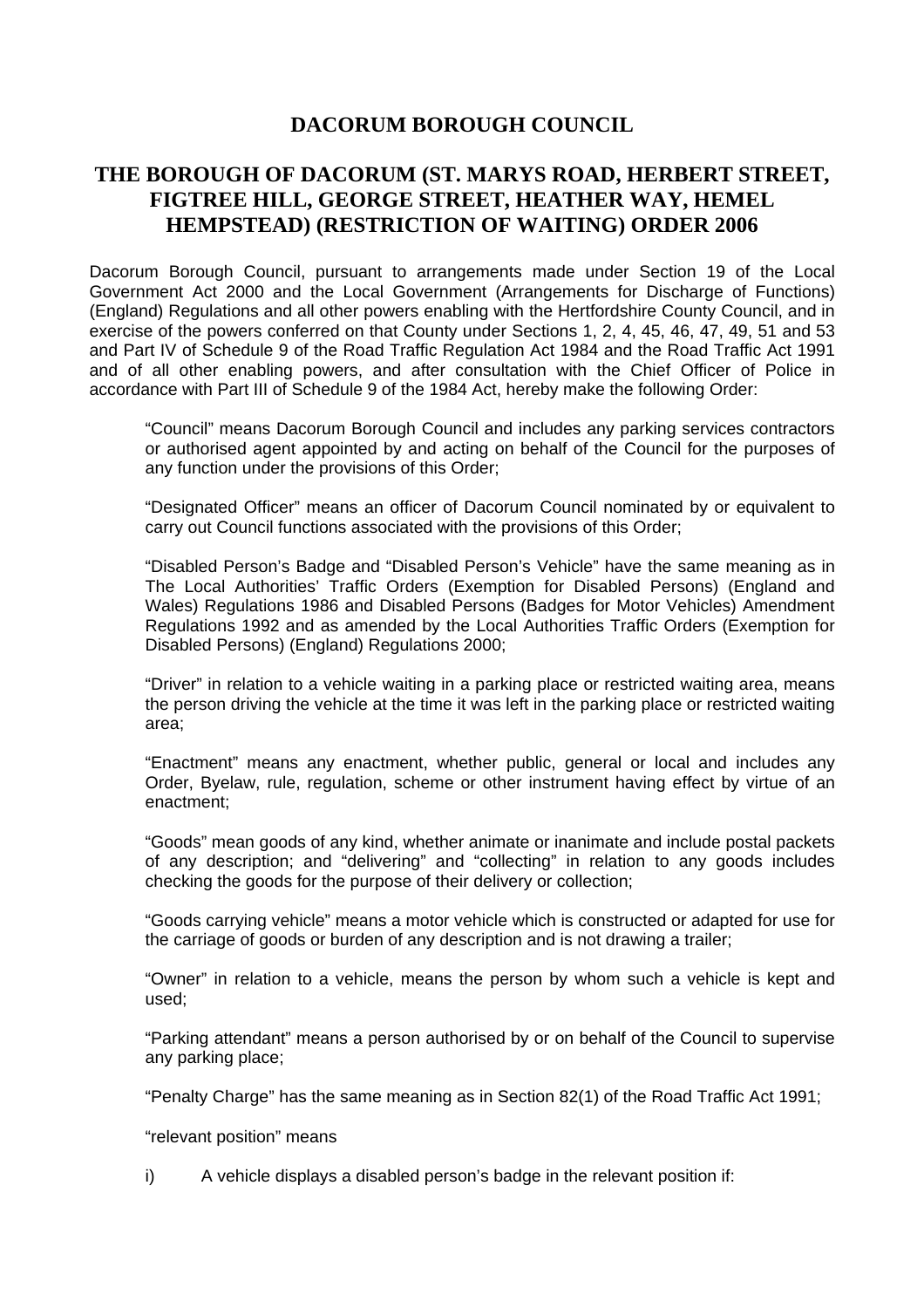# DACORUM BOROUGH COUNCIL

## THE BOROUGH OF DACORUM (ST. MARYS ROAD, HERBERT STREET, FIGTREE HILL, GEORGE STREET, HEATHER WAY, HEMEL HEMPSTEAD) (RESTRICTION OF WAITING) ORDER 2006

Dacorum Borough Council, pursuant to arrangements made under Section 19 of the Local Government Act 2000 and the Local Government (Arrangements for Discharge of Functions) (England) Regulations and all other powers enabling with the Hertfordshire County Council, and in exercise of the powers conferred on that County under Sections 1, 2, 4, 45, 46, 47, 49, 51 and 53 and Part IV of Schedule 9 of the Road Traffic Regulation Act 1984 and the Road Traffic Act 1991 and of all other enabling powers, and after consultation with the Chief Officer of Police in accordance with Part III of Schedule 9 of the 1984 Act, hereby make the following Order:

"Council" means Dacorum Borough Council and includes any parking services contractors or authorised agent appointed by and acting on behalf of the Council for the purposes of any function under the provisions of this Order;

"Designated Officer" means an officer of Dacorum Council nominated by or equivalent to carry out Council functions associated with the provisions of this Order;

"Disabled Person's Badge and "Disabled Person's Vehicle" have the same meaning as in The Local Authorities' Traffic Orders (Exemption for Disabled Persons) (England and Wales) Regulations 1986 and Disabled Persons (Badges for Motor Vehicles) Amendment Regulations 1992 and as amended by the Local Authorities Traffic Orders (Exemption for Disabled Persons) (England) Regulations 2000;

"Driver" in relation to a vehicle waiting in a parking place or restricted waiting area, means the person driving the vehicle at the time it was left in the parking place or restricted waiting area;

"Enactment" means any enactment, whether public, general or local and includes any Order, Byelaw, rule, regulation, scheme or other instrument having effect by virtue of an enactment;

"Goods" mean goods of any kind, whether animate or inanimate and include postal packets of any description; and "delivering" and "collecting" in relation to any goods includes checking the goods for the purpose of their delivery or collection;

"Goods carrying vehicle" means a motor vehicle which is constructed or adapted for use for the carriage of goods or burden of any description and is not drawing a trailer;

"Owner" in relation to a vehicle, means the person by whom such a vehicle is kept and used;

"Parking attendant" means a person authorised by or on behalf of the Council to supervise any parking place;

"Penalty Charge" has the same meaning as in Section 82(1) of the Road Traffic Act 1991;

"relevant position" means

i) A vehicle displays a disabled person's badge in the relevant position if: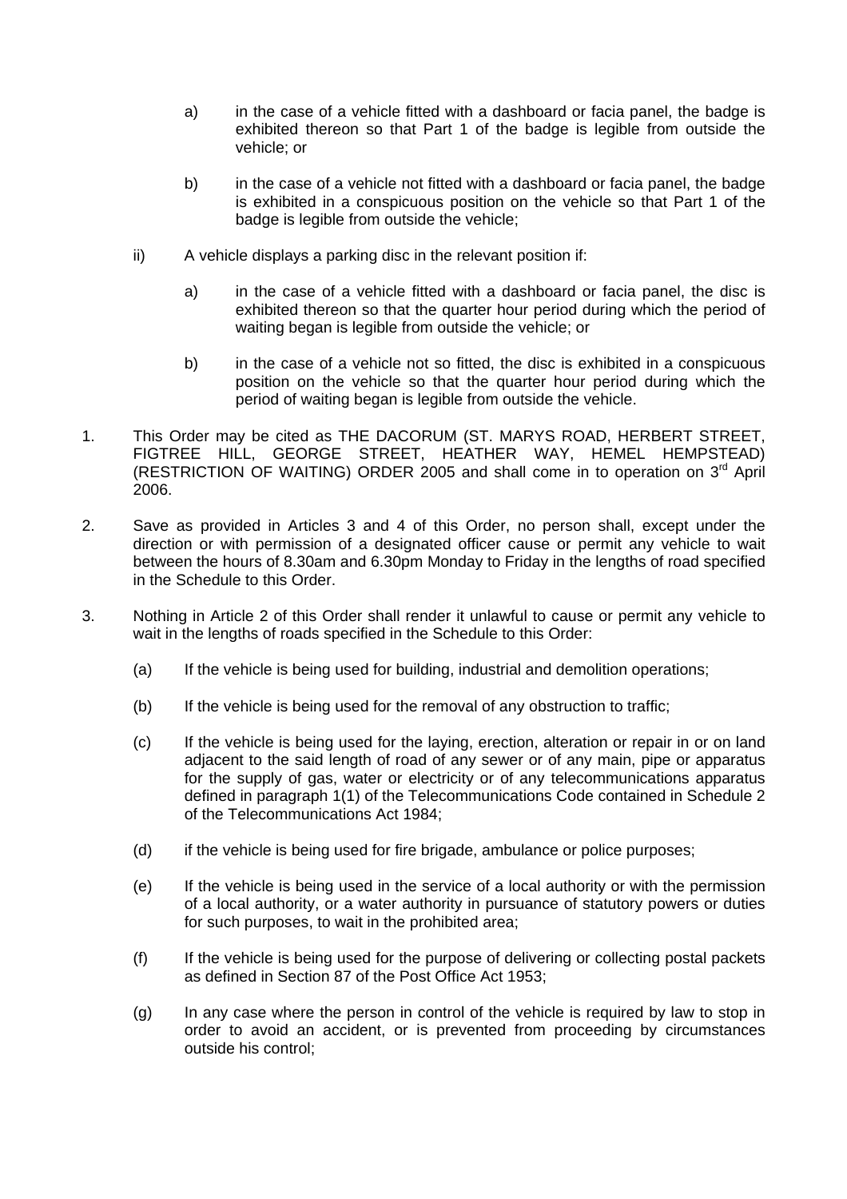a) in the case of a vehicle fitted with a dashboard or facia panel, the badge is exhibited thereon so that Part 1 of the badge is legible from outside the vehicle; or

b) in the case of a vehicle not fitted with a dashboard or facia panel, the badge is exhibited in a conspicuous position on the vehicle so that Part 1 of the badge is legible from outside the vehicle;

ii) A vehicle displays a parking disc in the relevant position if:

a) in the case of a vehicle fitted with a dashboard or facia panel, the disc is exhibited thereon so that the quarter hour period during which the period of waiting began is legible from outside the vehicle; or

b) in the case of a vehicle not so fitted, the disc is exhibited in a conspicuous position on the vehicle so that the quarter hour period during which the period of waiting began is legible from outside the vehicle.

1. This Order may be cited as THE DACORUM (ST. MARYS ROAD, HERBERT STREET, FIGTREE HILL, GEORGE STREET, HEATHER WAY, HEMEL HEMPSTEAD) (RESTRICTION OF WAITING) ORDER 2005 and shall come in to operation on 3rd April 2006.

2. Save as provided in Articles 3 and 4 of this Order, no person shall, except under the direction or with permission of a designated officer cause or permit any vehicle to wait between the hours of 8.30am and 6.30pm Monday to Friday in the lengths of road specified in the Schedule to this Order.

3. Nothing in Article 2 of this Order shall render it unlawful to cause or permit any vehicle to wait in the lengths of roads specified in the Schedule to this Order:

   (a) If the vehicle is being used for building, industrial and demolition operations;

   (b) If the vehicle is being used for the removal of any obstruction to traffic;

   (c) If the vehicle is being used for the laying, erection, alteration or repair in or on land adjacent to the said length of road of any sewer or of any main, pipe or apparatus for the supply of gas, water or electricity or of any telecommunications apparatus defined in paragraph 1(1) of the Telecommunications Code contained in Schedule 2 of the Telecommunications Act 1984;

   (d) if the vehicle is being used for fire brigade, ambulance or police purposes;

   (e) If the vehicle is being used in the service of a local authority or with the permission of a local authority, or a water authority in pursuance of statutory powers or duties for such purposes, to wait in the prohibited area;

   (f) If the vehicle is being used for the purpose of delivering or collecting postal packets as defined in Section 87 of the Post Office Act 1953;

   (g) In any case where the person in control of the vehicle is required by law to stop in order to avoid an accident, or is prevented from proceeding by circumstances outside his control;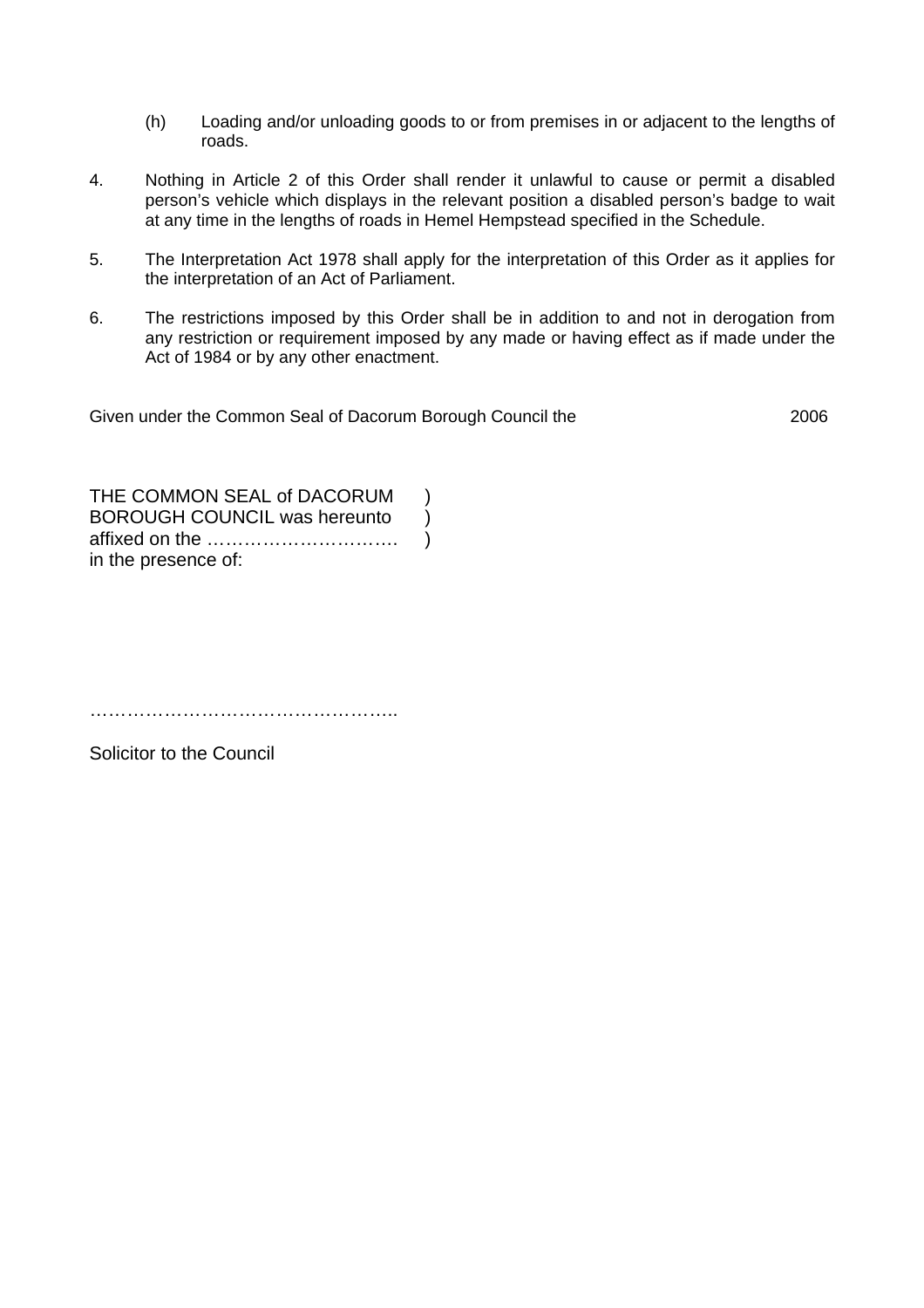(h) Loading and/or unloading goods to or from premises in or adjacent to the lengths of roads.

4. Nothing in Article 2 of this Order shall render it unlawful to cause or permit a disabled person's vehicle which displays in the relevant position a disabled person's badge to wait at any time in the lengths of roads in Hemel Hempstead specified in the Schedule.

5. The Interpretation Act 1978 shall apply for the interpretation of this Order as it applies for the interpretation of an Act of Parliament.

6. The restrictions imposed by this Order shall be in addition to and not in derogation from any restriction or requirement imposed by any made or having effect as if made under the Act of 1984 or by any other enactment.

Given under the Common Seal of Dacorum Borough Council the 2006

THE COMMON SEAL of DACORUM )
BOROUGH COUNCIL was hereunto )
affixed on the …………………………. )
in the presence of:

…………………………………………..

Solicitor to the Council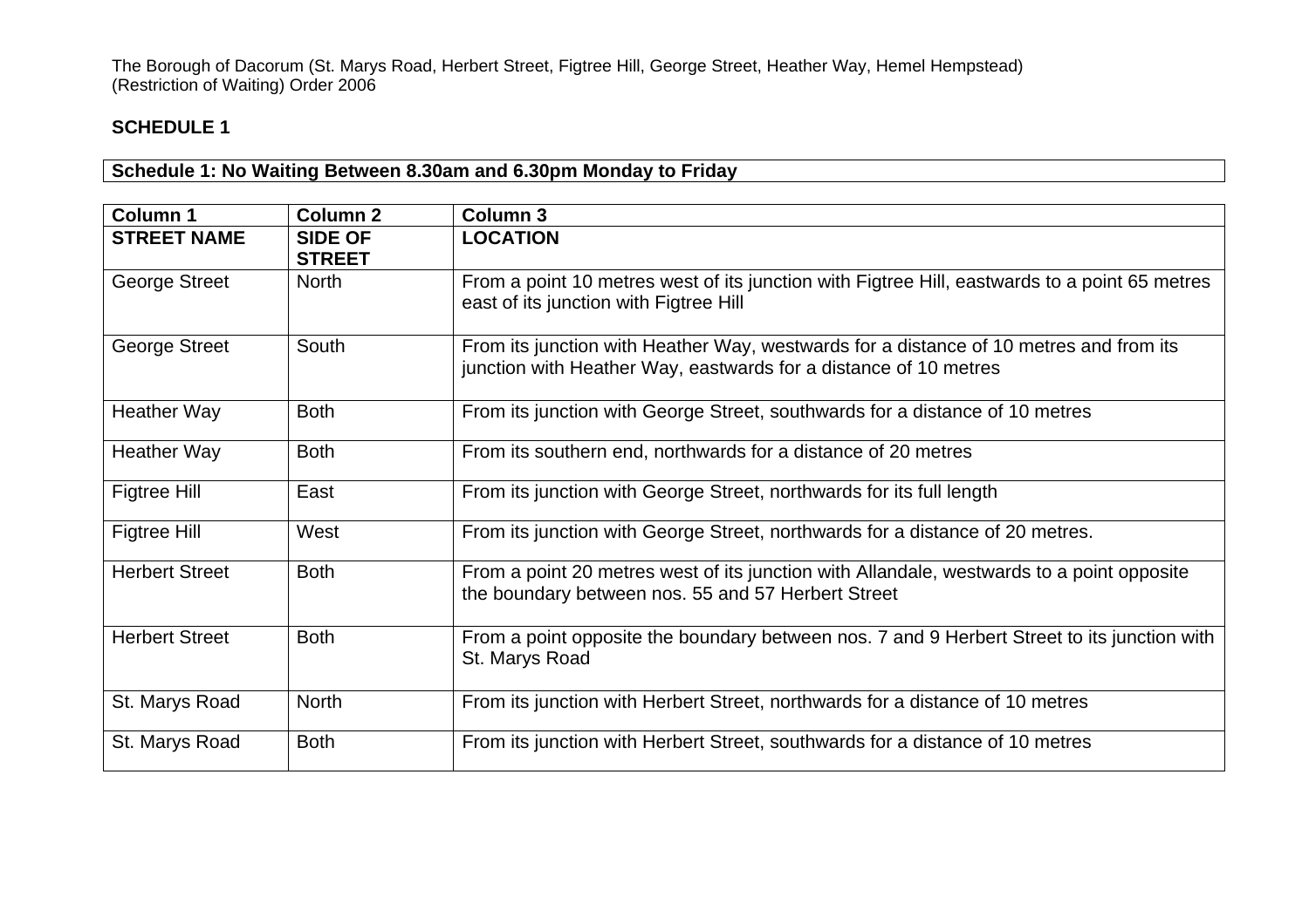The Borough of Dacorum (St. Marys Road, Herbert Street, Figtree Hill, George Street, Heather Way, Hemel Hempstead) (Restriction of Waiting) Order 2006

**SCHEDULE 1**

**Schedule 1: No Waiting Between 8.30am and 6.30pm Monday to Friday**

| Column 1<br>**STREET NAME** | Column 2<br>**SIDE OF STREET** | Column 3<br>**LOCATION** |
|---|---|---|
| George Street | North | From a point 10 metres west of its junction with Figtree Hill, eastwards to a point 65 metres east of its junction with Figtree Hill |
| George Street | South | From its junction with Heather Way, westwards for a distance of 10 metres and from its junction with Heather Way, eastwards for a distance of 10 metres |
| Heather Way | Both | From its junction with George Street, southwards for a distance of 10 metres |
| Heather Way | Both | From its southern end, northwards for a distance of 20 metres |
| Figtree Hill | East | From its junction with George Street, northwards for its full length |
| Figtree Hill | West | From its junction with George Street, northwards for a distance of 20 metres. |
| Herbert Street | Both | From a point 20 metres west of its junction with Allandale, westwards to a point opposite the boundary between nos. 55 and 57 Herbert Street |
| Herbert Street | Both | From a point opposite the boundary between nos. 7 and 9 Herbert Street to its junction with St. Marys Road |
| St. Marys Road | North | From its junction with Herbert Street, northwards for a distance of 10 metres |
| St. Marys Road | Both | From its junction with Herbert Street, southwards for a distance of 10 metres |